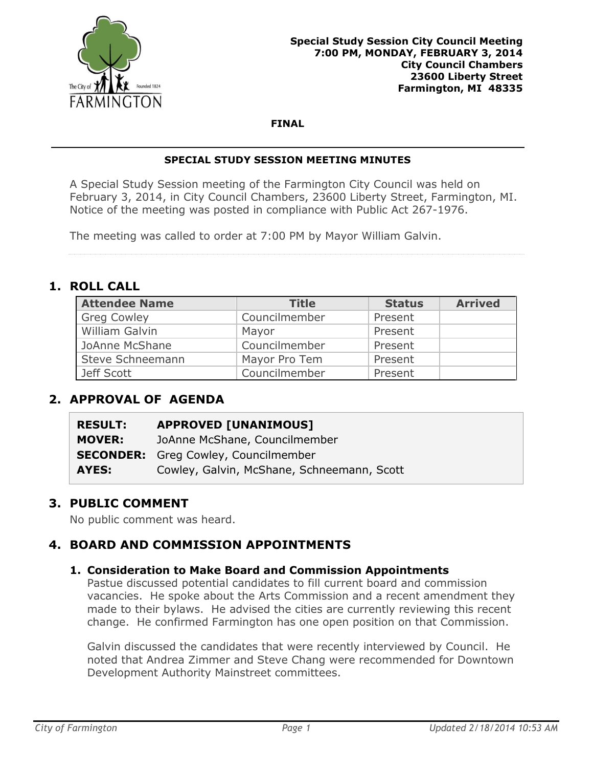**Special Study Session City Council Meeting**
**7:00 PM, MONDAY, FEBRUARY 3, 2014**
**City Council Chambers**
**23600 Liberty Street**
**Farmington, MI 48335**

**FINAL**

---

**SPECIAL STUDY SESSION MEETING MINUTES**

A Special Study Session meeting of the Farmington City Council was held on February 3, 2014, in City Council Chambers, 23600 Liberty Street, Farmington, MI. Notice of the meeting was posted in compliance with Public Act 267-1976.

The meeting was called to order at 7:00 PM by Mayor William Galvin.

## 1. ROLL CALL

| Attendee Name | Title | Status | Arrived |
|---|---|---|---|
| Greg Cowley | Councilmember | Present | |
| William Galvin | Mayor | Present | |
| JoAnne McShane | Councilmember | Present | |
| Steve Schneemann | Mayor Pro Tem | Present | |
| Jeff Scott | Councilmember | Present | |

## 2. APPROVAL OF AGENDA

| | |
|---|---|
| **RESULT:** | **APPROVED [UNANIMOUS]** |
| **MOVER:** | JoAnne McShane, Councilmember |
| **SECONDER:** | Greg Cowley, Councilmember |
| **AYES:** | Cowley, Galvin, McShane, Schneemann, Scott |

## 3. PUBLIC COMMENT

No public comment was heard.

## 4. BOARD AND COMMISSION APPOINTMENTS

### 1. Consideration to Make Board and Commission Appointments

Pastue discussed potential candidates to fill current board and commission vacancies. He spoke about the Arts Commission and a recent amendment they made to their bylaws. He advised the cities are currently reviewing this recent change. He confirmed Farmington has one open position on that Commission.

Galvin discussed the candidates that were recently interviewed by Council. He noted that Andrea Zimmer and Steve Chang were recommended for Downtown Development Authority Mainstreet committees.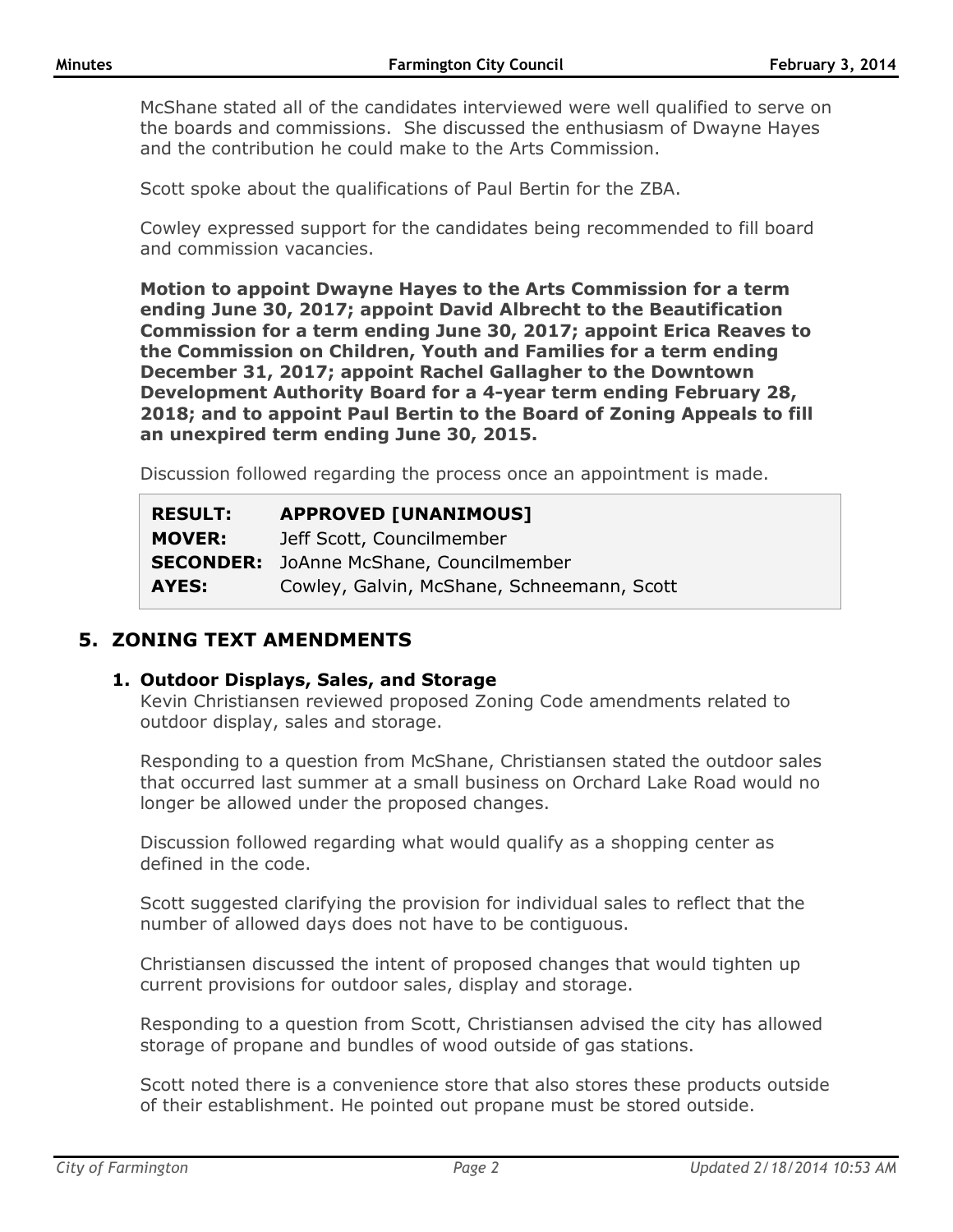McShane stated all of the candidates interviewed were well qualified to serve on the boards and commissions. She discussed the enthusiasm of Dwayne Hayes and the contribution he could make to the Arts Commission.

Scott spoke about the qualifications of Paul Bertin for the ZBA.

Cowley expressed support for the candidates being recommended to fill board and commission vacancies.

**Motion to appoint Dwayne Hayes to the Arts Commission for a term ending June 30, 2017; appoint David Albrecht to the Beautification Commission for a term ending June 30, 2017; appoint Erica Reaves to the Commission on Children, Youth and Families for a term ending December 31, 2017; appoint Rachel Gallagher to the Downtown Development Authority Board for a 4-year term ending February 28, 2018; and to appoint Paul Bertin to the Board of Zoning Appeals to fill an unexpired term ending June 30, 2015.**

Discussion followed regarding the process once an appointment is made.

| | |
|---|---|
| **RESULT:** | **APPROVED [UNANIMOUS]** |
| **MOVER:** | Jeff Scott, Councilmember |
| **SECONDER:** | JoAnne McShane, Councilmember |
| **AYES:** | Cowley, Galvin, McShane, Schneemann, Scott |

## 5. ZONING TEXT AMENDMENTS

### 1. Outdoor Displays, Sales, and Storage

Kevin Christiansen reviewed proposed Zoning Code amendments related to outdoor display, sales and storage.

Responding to a question from McShane, Christiansen stated the outdoor sales that occurred last summer at a small business on Orchard Lake Road would no longer be allowed under the proposed changes.

Discussion followed regarding what would qualify as a shopping center as defined in the code.

Scott suggested clarifying the provision for individual sales to reflect that the number of allowed days does not have to be contiguous.

Christiansen discussed the intent of proposed changes that would tighten up current provisions for outdoor sales, display and storage.

Responding to a question from Scott, Christiansen advised the city has allowed storage of propane and bundles of wood outside of gas stations.

Scott noted there is a convenience store that also stores these products outside of their establishment. He pointed out propane must be stored outside.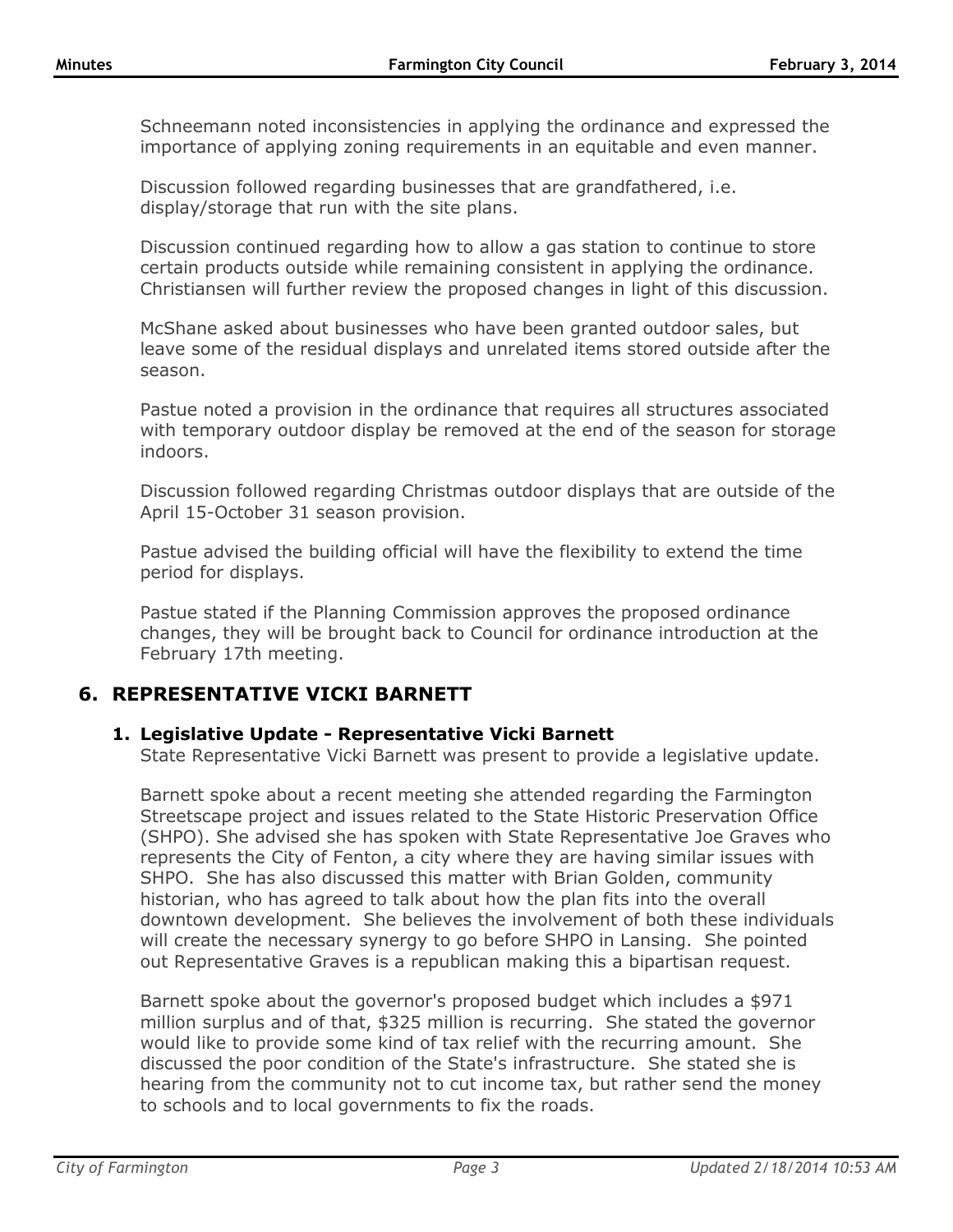Schneemann noted inconsistencies in applying the ordinance and expressed the importance of applying zoning requirements in an equitable and even manner.

Discussion followed regarding businesses that are grandfathered, i.e. display/storage that run with the site plans.

Discussion continued regarding how to allow a gas station to continue to store certain products outside while remaining consistent in applying the ordinance. Christiansen will further review the proposed changes in light of this discussion.

McShane asked about businesses who have been granted outdoor sales, but leave some of the residual displays and unrelated items stored outside after the season.

Pastue noted a provision in the ordinance that requires all structures associated with temporary outdoor display be removed at the end of the season for storage indoors.

Discussion followed regarding Christmas outdoor displays that are outside of the April 15-October 31 season provision.

Pastue advised the building official will have the flexibility to extend the time period for displays.

Pastue stated if the Planning Commission approves the proposed ordinance changes, they will be brought back to Council for ordinance introduction at the February 17th meeting.

## 6. REPRESENTATIVE VICKI BARNETT

### 1. Legislative Update - Representative Vicki Barnett

State Representative Vicki Barnett was present to provide a legislative update.

Barnett spoke about a recent meeting she attended regarding the Farmington Streetscape project and issues related to the State Historic Preservation Office (SHPO). She advised she has spoken with State Representative Joe Graves who represents the City of Fenton, a city where they are having similar issues with SHPO. She has also discussed this matter with Brian Golden, community historian, who has agreed to talk about how the plan fits into the overall downtown development. She believes the involvement of both these individuals will create the necessary synergy to go before SHPO in Lansing. She pointed out Representative Graves is a republican making this a bipartisan request.

Barnett spoke about the governor's proposed budget which includes a $971 million surplus and of that, $325 million is recurring. She stated the governor would like to provide some kind of tax relief with the recurring amount. She discussed the poor condition of the State's infrastructure. She stated she is hearing from the community not to cut income tax, but rather send the money to schools and to local governments to fix the roads.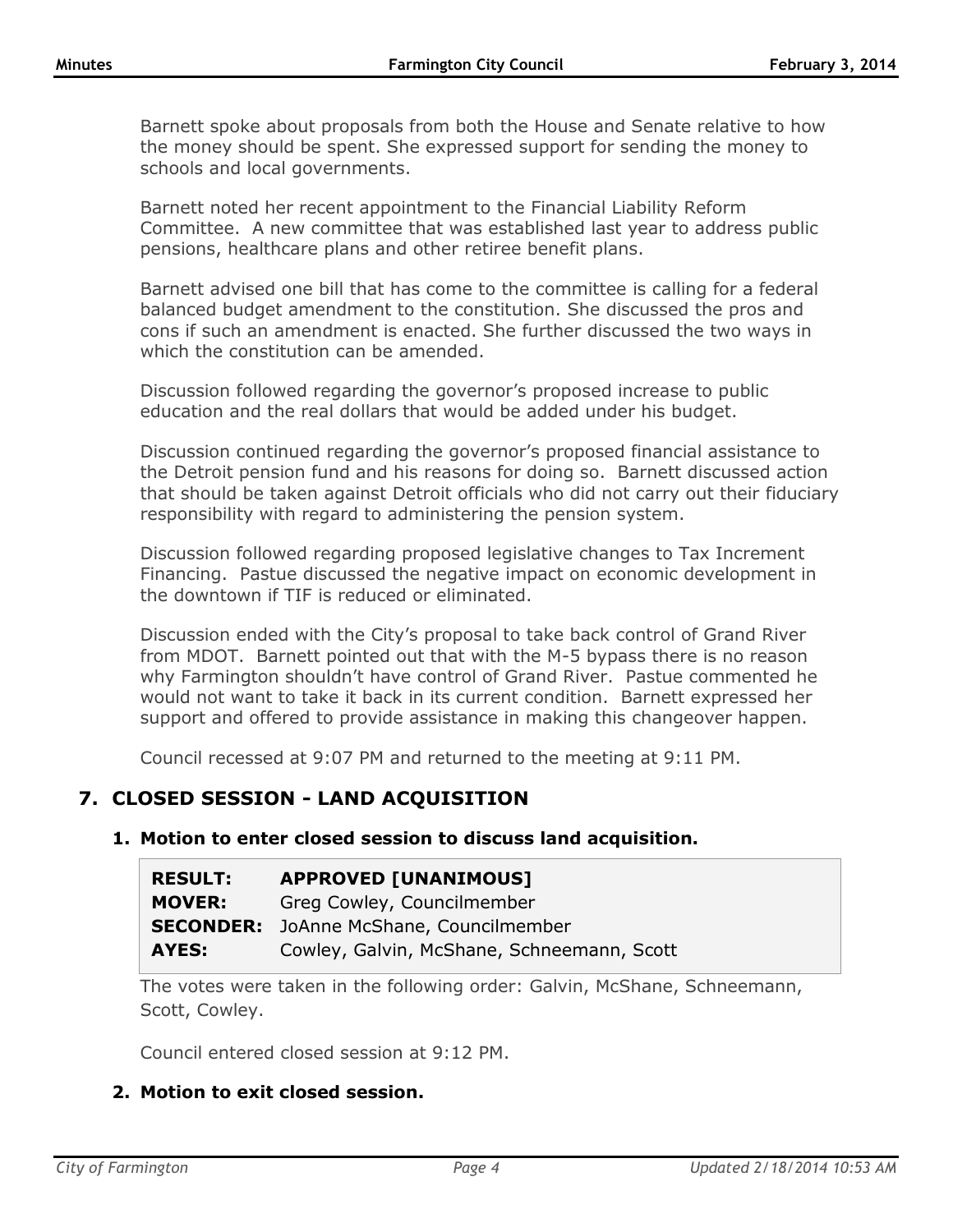Barnett spoke about proposals from both the House and Senate relative to how the money should be spent. She expressed support for sending the money to schools and local governments.

Barnett noted her recent appointment to the Financial Liability Reform Committee. A new committee that was established last year to address public pensions, healthcare plans and other retiree benefit plans.

Barnett advised one bill that has come to the committee is calling for a federal balanced budget amendment to the constitution. She discussed the pros and cons if such an amendment is enacted. She further discussed the two ways in which the constitution can be amended.

Discussion followed regarding the governor's proposed increase to public education and the real dollars that would be added under his budget.

Discussion continued regarding the governor's proposed financial assistance to the Detroit pension fund and his reasons for doing so. Barnett discussed action that should be taken against Detroit officials who did not carry out their fiduciary responsibility with regard to administering the pension system.

Discussion followed regarding proposed legislative changes to Tax Increment Financing. Pastue discussed the negative impact on economic development in the downtown if TIF is reduced or eliminated.

Discussion ended with the City's proposal to take back control of Grand River from MDOT. Barnett pointed out that with the M-5 bypass there is no reason why Farmington shouldn't have control of Grand River. Pastue commented he would not want to take it back in its current condition. Barnett expressed her support and offered to provide assistance in making this changeover happen.

Council recessed at 9:07 PM and returned to the meeting at 9:11 PM.

## 7. CLOSED SESSION - LAND ACQUISITION

### 1. Motion to enter closed session to discuss land acquisition.

| | |
|---|---|
| **RESULT:** | **APPROVED [UNANIMOUS]** |
| **MOVER:** | Greg Cowley, Councilmember |
| **SECONDER:** | JoAnne McShane, Councilmember |
| **AYES:** | Cowley, Galvin, McShane, Schneemann, Scott |

The votes were taken in the following order: Galvin, McShane, Schneemann, Scott, Cowley.

Council entered closed session at 9:12 PM.

### 2. Motion to exit closed session.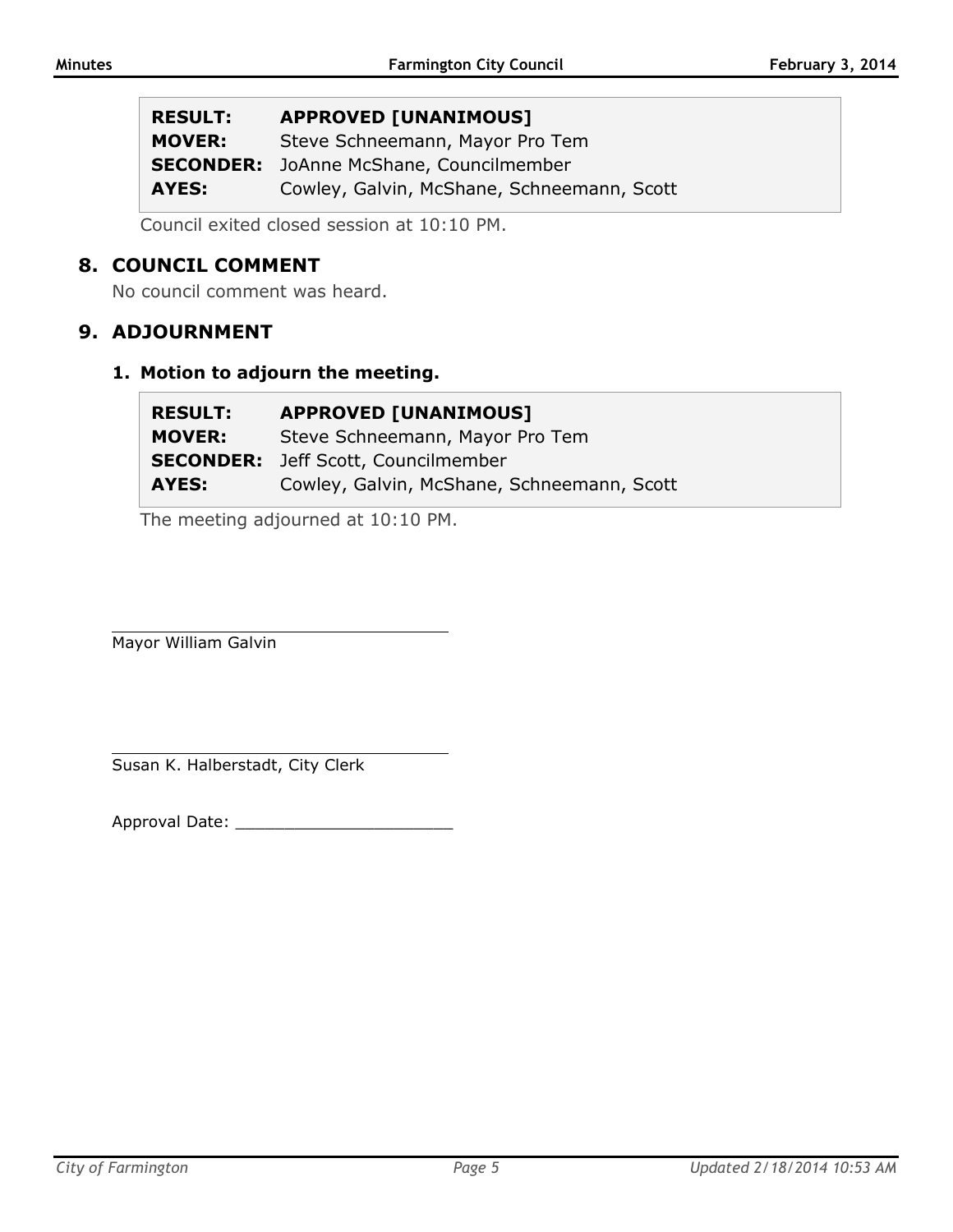| | |
|---|---|
| **RESULT:** | **APPROVED [UNANIMOUS]** |
| **MOVER:** | Steve Schneemann, Mayor Pro Tem |
| **SECONDER:** | JoAnne McShane, Councilmember |
| **AYES:** | Cowley, Galvin, McShane, Schneemann, Scott |

Council exited closed session at 10:10 PM.

## 8. COUNCIL COMMENT

No council comment was heard.

## 9. ADJOURNMENT

### 1. Motion to adjourn the meeting.

| | |
|---|---|
| **RESULT:** | **APPROVED [UNANIMOUS]** |
| **MOVER:** | Steve Schneemann, Mayor Pro Tem |
| **SECONDER:** | Jeff Scott, Councilmember |
| **AYES:** | Cowley, Galvin, McShane, Schneemann, Scott |

The meeting adjourned at 10:10 PM.

\_\_\_\_\_\_\_\_\_\_\_\_\_\_\_\_\_\_\_\_\_\_\_\_\_\_\_\_\_\_\_\_\_\_\_\_\_\_

Mayor William Galvin

\_\_\_\_\_\_\_\_\_\_\_\_\_\_\_\_\_\_\_\_\_\_\_\_\_\_\_\_\_\_\_\_\_\_\_\_\_\_

Susan K. Halberstadt, City Clerk

Approval Date: \_\_\_\_\_\_\_\_\_\_\_\_\_\_\_\_\_\_\_\_\_\_